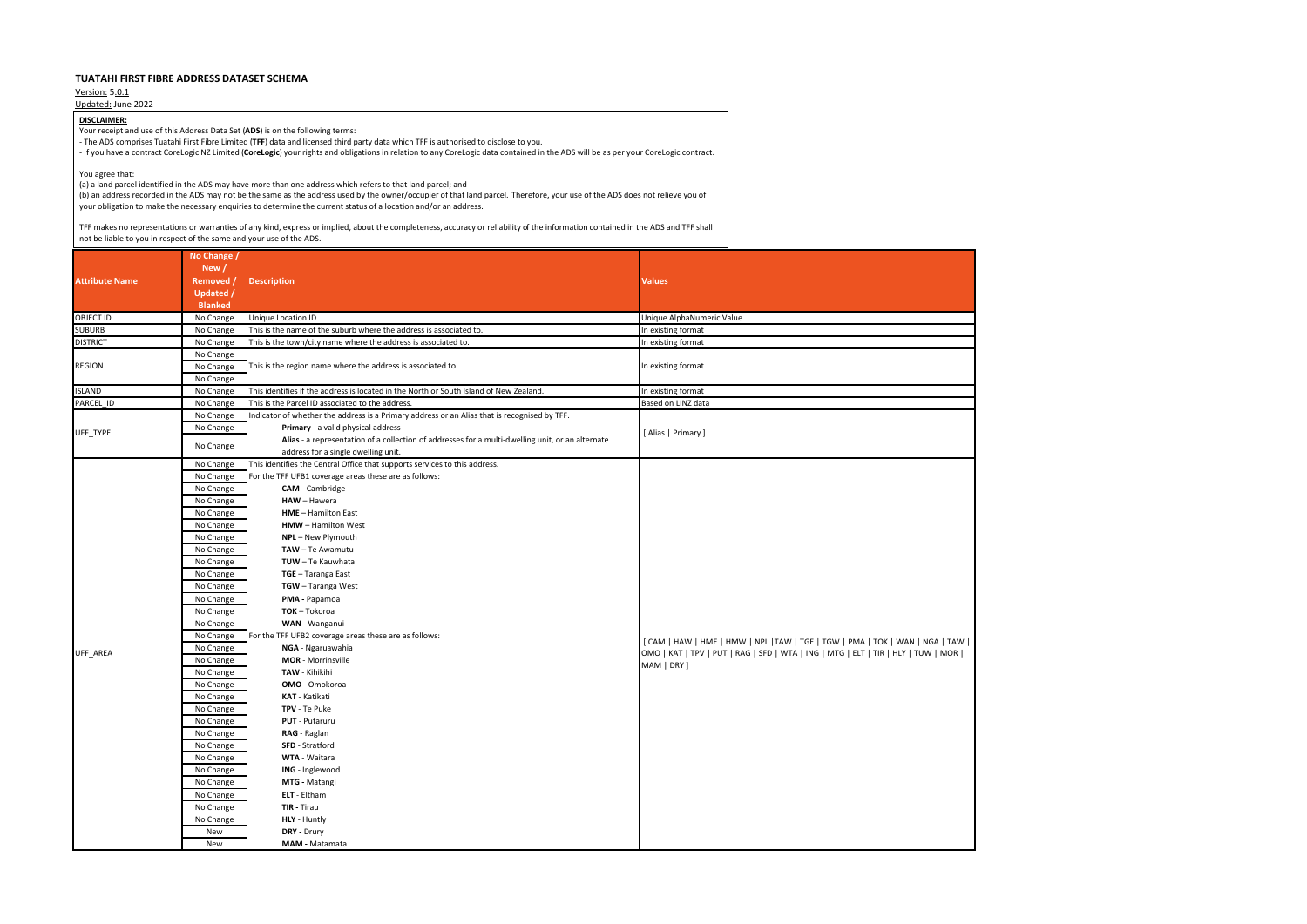# TUATAHI FIRST FIBRE ADDRESS DATASET SCHEMA

Version: 5.0.1

Updated: June 2022

**DISCLAIMER:**

Your receipt and use of this Address Data Set (**ADS**) is on the following terms:

- The ADS comprises Tuatahi First Fibre Limited (**TFF**) data and licensed third party data which TFF is authorised to disclose to you.
- If you have a contract CoreLogic NZ Limited (**CoreLogic**) your rights and obligations in relation to any CoreLogic data contained in the ADS will be as per your CoreLogic contract.

You agree that:

(a) a land parcel identified in the ADS may have more than one address which refers to that land parcel; and

(b) an address recorded in the ADS may not be the same as the address used by the owner/occupier of that land parcel. Therefore, your use of the ADS does not relieve you of your obligation to make the necessary enquiries to determine the current status of a location and/or an address.

TFF makes no representations or warranties of any kind, express or implied, about the completeness, accuracy or reliability of the information contained in the ADS and TFF shall not be liable to you in respect of the same and your use of the ADS.

| Attribute Name | No Change / New / Removed / Updated / Blanked | Description | Values |
|---|---|---|---|
| OBJECT ID | No Change | Unique Location ID | Unique AlphaNumeric Value |
| SUBURB | No Change | This is the name of the suburb where the address is associated to. | In existing format |
| DISTRICT | No Change | This is the town/city name where the address is associated to. | In existing format |
| REGION | No Change | This is the region name where the address is associated to. | In existing format |
| | No Change | | |
| | No Change | | |
| ISLAND | No Change | This identifies if the address is located in the North or South Island of New Zealand. | In existing format |
| PARCEL_ID | No Change | This is the Parcel ID associated to the address. | Based on LINZ data |
| UFF_TYPE | No Change | Indicator of whether the address is a Primary address or an Alias that is recognised by TFF. | [ Alias \| Primary ] |
| | No Change | **Primary** - a valid physical address | |
| | No Change | **Alias** - a representation of a collection of addresses for a multi-dwelling unit, or an alternate address for a single dwelling unit. | |
| UFF_AREA | No Change | This identifies the Central Office that supports services to this address. | [ CAM \| HAW \| HME \| HMW \| NPL \|TAW \| TGE \| TGW \| PMA \| TOK \| WAN \| NGA \| TAW \| OMO \| KAT \| TPV \| PUT \| RAG \| SFD \| WTA \| ING \| MTG \| ELT \| TIR \| HLY \| TUW \| MOR \| MAM \| DRY ] |
| | No Change | For the TFF UFB1 coverage areas these are as follows: | |
| | No Change | **CAM** - Cambridge | |
| | No Change | **HAW** – Hawera | |
| | No Change | **HME** – Hamilton East | |
| | No Change | **HMW** – Hamilton West | |
| | No Change | **NPL** – New Plymouth | |
| | No Change | **TAW** – Te Awamutu | |
| | No Change | **TUW** – Te Kauwhata | |
| | No Change | **TGE** – Taranga East | |
| | No Change | **TGW** – Taranga West | |
| | No Change | **PMA** - Papamoa | |
| | No Change | **TOK** – Tokoroa | |
| | No Change | **WAN** - Wanganui | |
| | No Change | For the TFF UFB2 coverage areas these are as follows: | |
| | No Change | **NGA** - Ngaruawahia | |
| | No Change | **MOR** - Morrinsville | |
| | No Change | **TAW** - Kihikihi | |
| | No Change | **OMO** - Omokoroa | |
| | No Change | **KAT** - Katikati | |
| | No Change | **TPV** - Te Puke | |
| | No Change | **PUT** - Putaruru | |
| | No Change | **RAG** - Raglan | |
| | No Change | **SFD** - Stratford | |
| | No Change | **WTA** - Waitara | |
| | No Change | **ING** - Inglewood | |
| | No Change | **MTG** - Matangi | |
| | No Change | **ELT** - Eltham | |
| | No Change | **TIR** - Tirau | |
| | No Change | **HLY** - Huntly | |
| | New | **DRY** - Drury | |
| | New | **MAM** - Matamata | |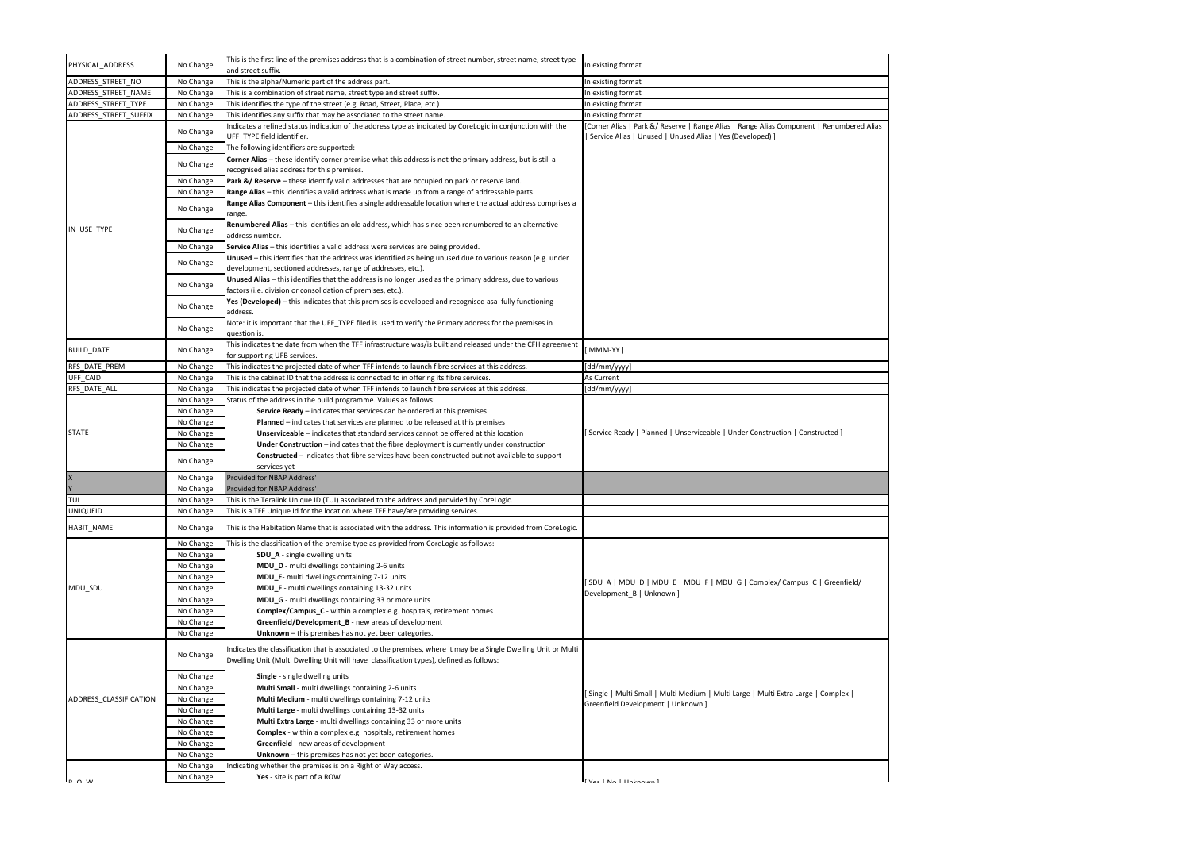| | | | |
|---|---|---|---|
| PHYSICAL_ADDRESS | No Change | This is the first line of the premises address that is a combination of street number, street name, street type and street suffix. | In existing format |
| ADDRESS_STREET_NO | No Change | This is the alpha/Numeric part of the address part. | In existing format |
| ADDRESS_STREET_NAME | No Change | This is a combination of street name, street type and street suffix. | In existing format |
| ADDRESS_STREET_TYPE | No Change | This identifies the type of the street (e.g. Road, Street, Place, etc.) | In existing format |
| ADDRESS_STREET_SUFFIX | No Change | This identifies any suffix that may be associated to the street name. | In existing format |
| IN_USE_TYPE | No Change | Indicates a refined status indication of the address type as indicated by CoreLogic in conjunction with the UFF_TYPE field identifier. | [Corner Alias \| Park &/ Reserve \| Range Alias \| Range Alias Component \| Renumbered Alias \| Service Alias \| Unused \| Unused Alias \| Yes (Developed) ] |
| | No Change | The following identifiers are supported: | |
| | No Change | **Corner Alias** – these identify corner premise what this address is not the primary address, but is still a recognised alias address for this premises. | |
| | No Change | **Park &/ Reserve** – these identify valid addresses that are occupied on park or reserve land. | |
| | No Change | **Range Alias** – this identifies a valid address what is made up from a range of addressable parts. | |
| | No Change | **Range Alias Component** – this identifies a single addressable location where the actual address comprises a range. | |
| | No Change | **Renumbered Alias** – this identifies an old address, which has since been renumbered to an alternative address number. | |
| | No Change | **Service Alias** – this identifies a valid address were services are being provided. | |
| | No Change | **Unused** – this identifies that the address was identified as being unused due to various reason (e.g. under development, sectioned addresses, range of addresses, etc.). | |
| | No Change | **Unused Alias** – this identifies that the address is no longer used as the primary address, due to various factors (i.e. division or consolidation of premises, etc.). | |
| | No Change | **Yes (Developed)** – this indicates that this premises is developed and recognised asa fully functioning address. | |
| | No Change | Note: it is important that the UFF_TYPE filed is used to verify the Primary address for the premises in question is. | |
| BUILD_DATE | No Change | This indicates the date from when the TFF infrastructure was/is built and released under the CFH agreement for supporting UFB services. | [ MMM-YY ] |
| RFS_DATE_PREM | No Change | This indicates the projected date of when TFF intends to launch fibre services at this address. | [dd/mm/yyyy] |
| UFF_CAID | No Change | This is the cabinet ID that the address is connected to in offering its fibre services. | As Current |
| RFS_DATE_ALL | No Change | This indicates the projected date of when TFF intends to launch fibre services at this address. | [dd/mm/yyyy] |
| STATE | No Change | Status of the address in the build programme. Values as follows: | [ Service Ready \| Planned \| Unserviceable \| Under Construction \| Constructed ] |
| | No Change | **Service Ready** – indicates that services can be ordered at this premises | |
| | No Change | **Planned** – indicates that services are planned to be released at this premises | |
| | No Change | **Unserviceable** – indicates that standard services cannot be offered at this location | |
| | No Change | **Under Construction** – indicates that the fibre deployment is currently under construction | |
| | No Change | **Constructed** – indicates that fibre services have been constructed but not available to support services yet | |
| X | No Change | Provided for NBAP Address' | |
| Y | No Change | Provided for NBAP Address' | |
| TUI | No Change | This is the Teralink Unique ID (TUI) associated to the address and provided by CoreLogic. | |
| UNIQUEID | No Change | This is a TFF Unique Id for the location where TFF have/are providing services. | |
| HABIT_NAME | No Change | This is the Habitation Name that is associated with the address. This information is provided from CoreLogic. | |
| MDU_SDU | No Change | This is the classification of the premise type as provided from CoreLogic as follows: | [ SDU_A \| MDU_D \| MDU_E \| MDU_F \| MDU_G \| Complex/ Campus_C \| Greenfield/ Development_B \| Unknown ] |
| | No Change | **SDU_A** - single dwelling units | |
| | No Change | **MDU_D** - multi dwellings containing 2-6 units | |
| | No Change | **MDU_E**- multi dwellings containing 7-12 units | |
| | No Change | **MDU_F** - multi dwellings containing 13-32 units | |
| | No Change | **MDU_G** - multi dwellings containing 33 or more units | |
| | No Change | **Complex/Campus_C** - within a complex e.g. hospitals, retirement homes | |
| | No Change | **Greenfield/Development_B** - new areas of development | |
| | No Change | **Unknown** – this premises has not yet been categories. | |
| ADDRESS_CLASSIFICATION | No Change | Indicates the classification that is associated to the premises, where it may be a Single Dwelling Unit or Multi Dwelling Unit (Multi Dwelling Unit will have classification types), defined as follows: | [ Single \| Multi Small \| Multi Medium \| Multi Large \| Multi Extra Large \| Complex \| Greenfield Development \| Unknown ] |
| | No Change | **Single** - single dwelling units | |
| | No Change | **Multi Small** - multi dwellings containing 2-6 units | |
| | No Change | **Multi Medium** - multi dwellings containing 7-12 units | |
| | No Change | **Multi Large** - multi dwellings containing 13-32 units | |
| | No Change | **Multi Extra Large** - multi dwellings containing 33 or more units | |
| | No Change | **Complex** - within a complex e.g. hospitals, retirement homes | |
| | No Change | **Greenfield** - new areas of development | |
| | No Change | **Unknown** – this premises has not yet been categories. | |
| R_O_W | No Change | Indicating whether the premises is on a Right of Way access. | [ Yes \| No \| Unknown ] |
| | No Change | **Yes** - site is part of a ROW | |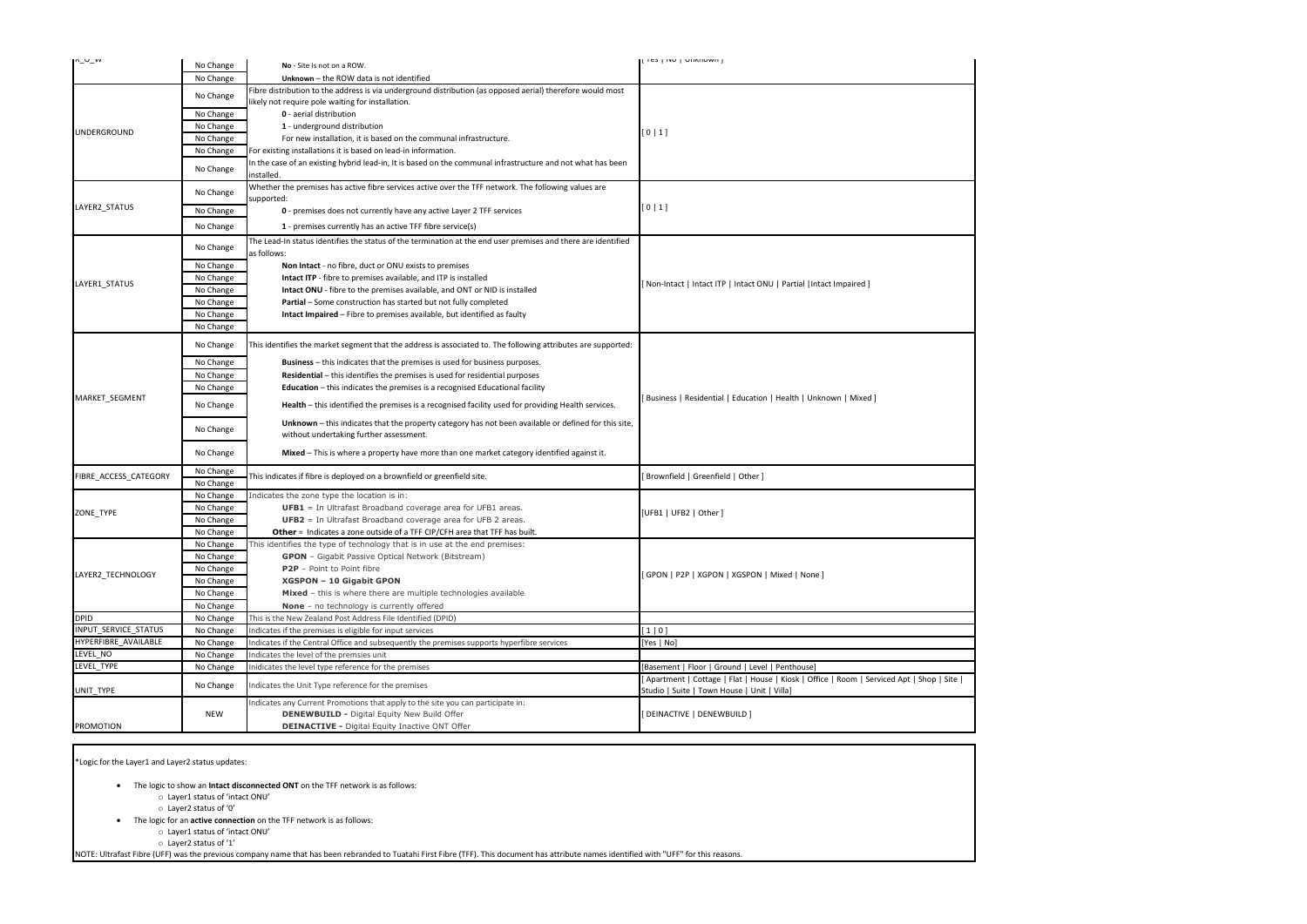| | | | |
|---|---|---|---|
| R_O_W | No Change | **No** - Site is not on a ROW. | [ Yes \| No \| Unknown ] |
| | No Change | **Unknown** – the ROW data is not identified | |
| UNDERGROUND | No Change | Fibre distribution to the address is via underground distribution (as opposed aerial) therefore would most likely not require pole waiting for installation. | [ 0 \| 1 ] |
| | No Change | **0** - aerial distribution | |
| | No Change | **1** - underground distribution | |
| | No Change | For new installation, it is based on the communal infrastructure. | |
| | No Change | For existing installations it is based on lead-in information. | |
| | No Change | In the case of an existing hybrid lead-in, It is based on the communal infrastructure and not what has been installed. | |
| LAYER2_STATUS | No Change | Whether the premises has active fibre services active over the TFF network. The following values are supported: | [ 0 \| 1 ] |
| | No Change | **0** - premises does not currently have any active Layer 2 TFF services | |
| | No Change | **1** - premises currently has an active TFF fibre service(s) | |
| LAYER1_STATUS | No Change | The Lead-In status identifies the status of the termination at the end user premises and there are identified as follows: | [ Non-Intact \| Intact ITP \| Intact ONU \| Partial \|Intact Impaired ] |
| | No Change | **Non Intact** - no fibre, duct or ONU exists to premises | |
| | No Change | **Intact ITP** - fibre to premises available, and ITP is installed | |
| | No Change | **Intact ONU** - fibre to the premises available, and ONT or NID is installed | |
| | No Change | **Partial** – Some construction has started but not fully completed | |
| | No Change | **Intact Impaired** – Fibre to premises available, but identified as faulty | |
| | No Change | | |
| MARKET_SEGMENT | No Change | This identifies the market segment that the address is associated to. The following attributes are supported: | [ Business \| Residential \| Education \| Health \| Unknown \| Mixed ] |
| | No Change | **Business** – this indicates that the premises is used for business purposes. | |
| | No Change | **Residential** – this identifies the premises is used for residential purposes | |
| | No Change | **Education** – this indicates the premises is a recognised Educational facility | |
| | No Change | **Health** – this identified the premises is a recognised facility used for providing Health services. | |
| | No Change | **Unknown** – this indicates that the property category has not been available or defined for this site, without undertaking further assessment. | |
| | No Change | **Mixed** – This is where a property have more than one market category identified against it. | |
| FIBRE_ACCESS_CATEGORY | No Change | This indicates if fibre is deployed on a brownfield or greenfield site. | [ Brownfield \| Greenfield \| Other ] |
| | No Change | | |
| ZONE_TYPE | No Change | Indicates the zone type the location is in: | [UFB1 \| UFB2 \| Other ] |
| | No Change | **UFB1** = In Ultrafast Broadband coverage area for UFB1 areas. | |
| | No Change | **UFB2** = In Ultrafast Broadband coverage area for UFB 2 areas. | |
| | No Change | **Other** = Indicates a zone outside of a TFF CIP/CFH area that TFF has built. | |
| LAYER2_TECHNOLOGY | No Change | This identifies the type of technology that is in use at the end premises: | [ GPON \| P2P \| XGPON \| XGSPON \| Mixed \| None ] |
| | No Change | **GPON** – Gigabit Passive Optical Network (Bitstream) | |
| | No Change | **P2P** – Point to Point fibre | |
| | No Change | **XGSPON – 10 Gigabit GPON** | |
| | No Change | **Mixed** – this is where there are multiple technologies available | |
| | No Change | **None** – no technology is currently offered | |
| DPID | No Change | This is the New Zealand Post Address File Identified (DPID) | |
| INPUT_SERVICE_STATUS | No Change | Indicates if the premises is eligible for input services | [ 1 \| 0 ] |
| HYPERFIBRE_AVAILABLE | No Change | Indicates if the Central Office and subsequently the premises supports hyperfibre services | [Yes \| No] |
| LEVEL_NO | No Change | Indicates the level of the premsies unit | |
| LEVEL_TYPE | No Change | Inidicates the level type reference for the premises | [Basement \| Floor \| Ground \| Level \| Penthouse] |
| UNIT_TYPE | No Change | Indicates the Unit Type reference for the premises | [ Apartment \| Cottage \| Flat \| House \| Kiosk \| Office \| Room \| Serviced Apt \| Shop \| Site \| Studio \| Suite \| Town House \| Unit \| Villa] |
| PROMOTION | NEW | Indicates any Current Promotions that apply to the site you can participate in:<br>**DENEWBUILD -** Digital Equity New Build Offer<br>**DEINACTIVE -** Digital Equity Inactive ONT Offer | [ DEINACTIVE \| DENEWBUILD ] |

*Logic for the Layer1 and Layer2 status updates:

- The logic to show an **Intact disconnected ONT** on the TFF network is as follows:
  - Layer1 status of 'intact ONU'
  - Layer2 status of '0'
- The logic for an **active connection** on the TFF network is as follows:
  - Layer1 status of 'intact ONU'
  - Layer2 status of '1'

NOTE: Ultrafast Fibre (UFF) was the previous company name that has been rebranded to Tuatahi First Fibre (TFF). This document has attribute names identified with "UFF" for this reasons.